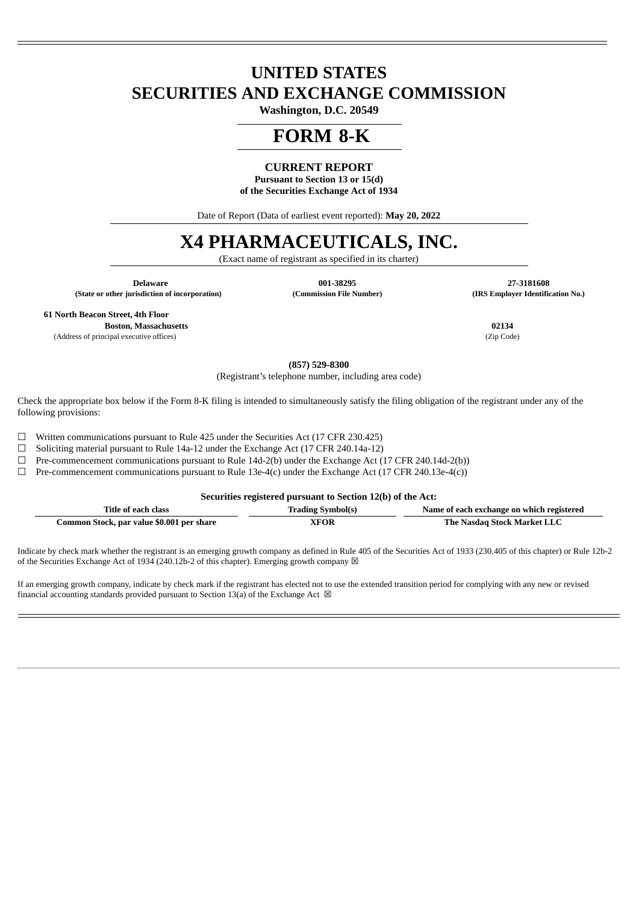# UNITED STATES
# SECURITIES AND EXCHANGE COMMISSION

**Washington, D.C. 20549**

# FORM 8-K

**CURRENT REPORT**

**Pursuant to Section 13 or 15(d)**
**of the Securities Exchange Act of 1934**

Date of Report (Data of earliest event reported): **May 20, 2022**

# X4 PHARMACEUTICALS, INC.

(Exact name of registrant as specified in its charter)

| **Delaware** | **001-38295** | **27-3181608** |
|---|---|---|
| **(State or other jurisdiction of incorporation)** | **(Commission File Number)** | **(IRS Employer Identification No.)** |

| | |
|---|---|
| **61 North Beacon Street, 4th Floor**<br>**Boston, Massachusetts** | **02134** |
| (Address of principal executive offices) | (Zip Code) |

**(857) 529-8300**

(Registrant's telephone number, including area code)

Check the appropriate box below if the Form 8-K filing is intended to simultaneously satisfy the filing obligation of the registrant under any of the following provisions:

☐ Written communications pursuant to Rule 425 under the Securities Act (17 CFR 230.425)

☐ Soliciting material pursuant to Rule 14a-12 under the Exchange Act (17 CFR 240.14a-12)

☐ Pre-commencement communications pursuant to Rule 14d-2(b) under the Exchange Act (17 CFR 240.14d-2(b))

☐ Pre-commencement communications pursuant to Rule 13e-4(c) under the Exchange Act (17 CFR 240.13e-4(c))

**Securities registered pursuant to Section 12(b) of the Act:**

| Title of each class | Trading Symbol(s) | Name of each exchange on which registered |
|---|---|---|
| **Common Stock, par value $0.001 per share** | **XFOR** | **The Nasdaq Stock Market LLC** |

Indicate by check mark whether the registrant is an emerging growth company as defined in Rule 405 of the Securities Act of 1933 (230.405 of this chapter) or Rule 12b-2 of the Securities Exchange Act of 1934 (240.12b-2 of this chapter). Emerging growth company ☒

If an emerging growth company, indicate by check mark if the registrant has elected not to use the extended transition period for complying with any new or revised financial accounting standards provided pursuant to Section 13(a) of the Exchange Act ☒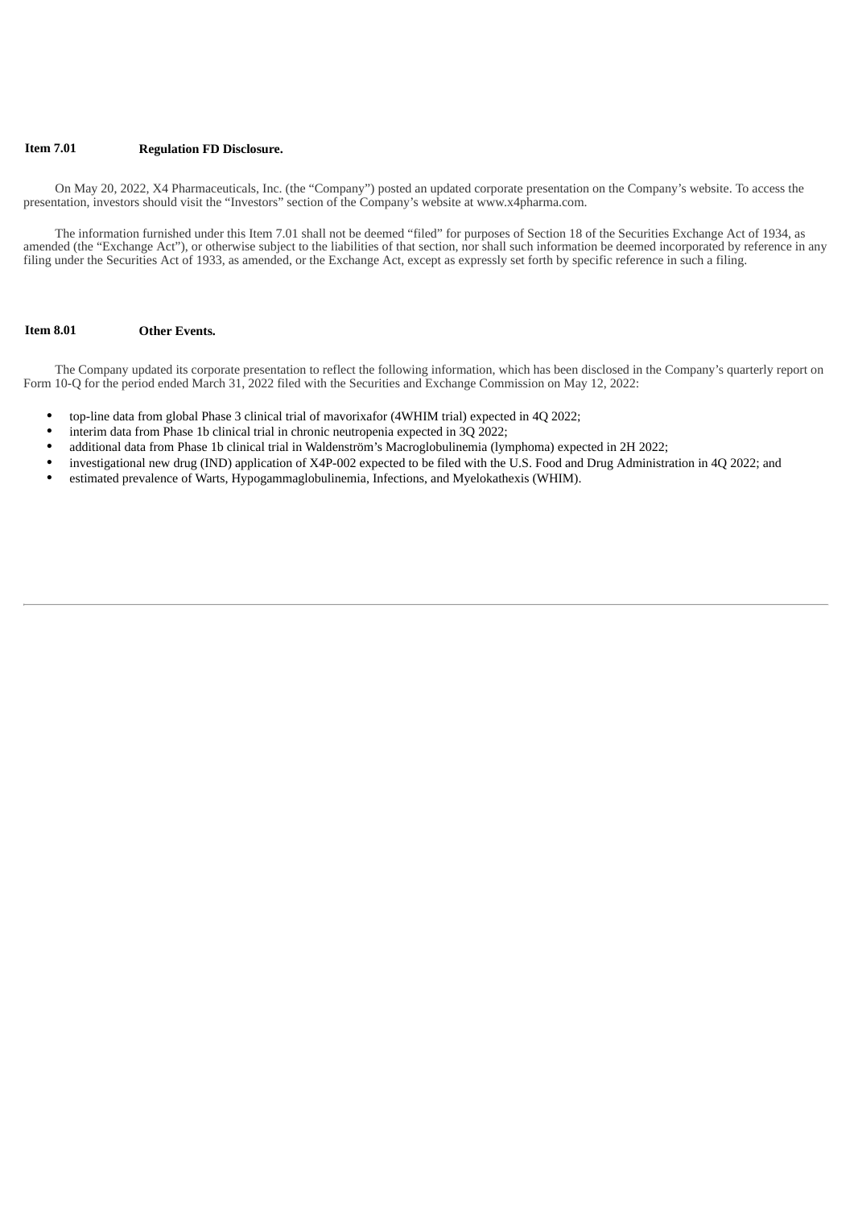**Item 7.01 Regulation FD Disclosure.**

On May 20, 2022, X4 Pharmaceuticals, Inc. (the "Company") posted an updated corporate presentation on the Company's website. To access the presentation, investors should visit the "Investors" section of the Company's website at www.x4pharma.com.

The information furnished under this Item 7.01 shall not be deemed "filed" for purposes of Section 18 of the Securities Exchange Act of 1934, as amended (the "Exchange Act"), or otherwise subject to the liabilities of that section, nor shall such information be deemed incorporated by reference in any filing under the Securities Act of 1933, as amended, or the Exchange Act, except as expressly set forth by specific reference in such a filing.

**Item 8.01 Other Events.**

The Company updated its corporate presentation to reflect the following information, which has been disclosed in the Company's quarterly report on Form 10-Q for the period ended March 31, 2022 filed with the Securities and Exchange Commission on May 12, 2022:

- top-line data from global Phase 3 clinical trial of mavorixafor (4WHIM trial) expected in 4Q 2022;
- interim data from Phase 1b clinical trial in chronic neutropenia expected in 3Q 2022;
- additional data from Phase 1b clinical trial in Waldenström's Macroglobulinemia (lymphoma) expected in 2H 2022;
- investigational new drug (IND) application of X4P-002 expected to be filed with the U.S. Food and Drug Administration in 4Q 2022; and
- estimated prevalence of Warts, Hypogammaglobulinemia, Infections, and Myelokathexis (WHIM).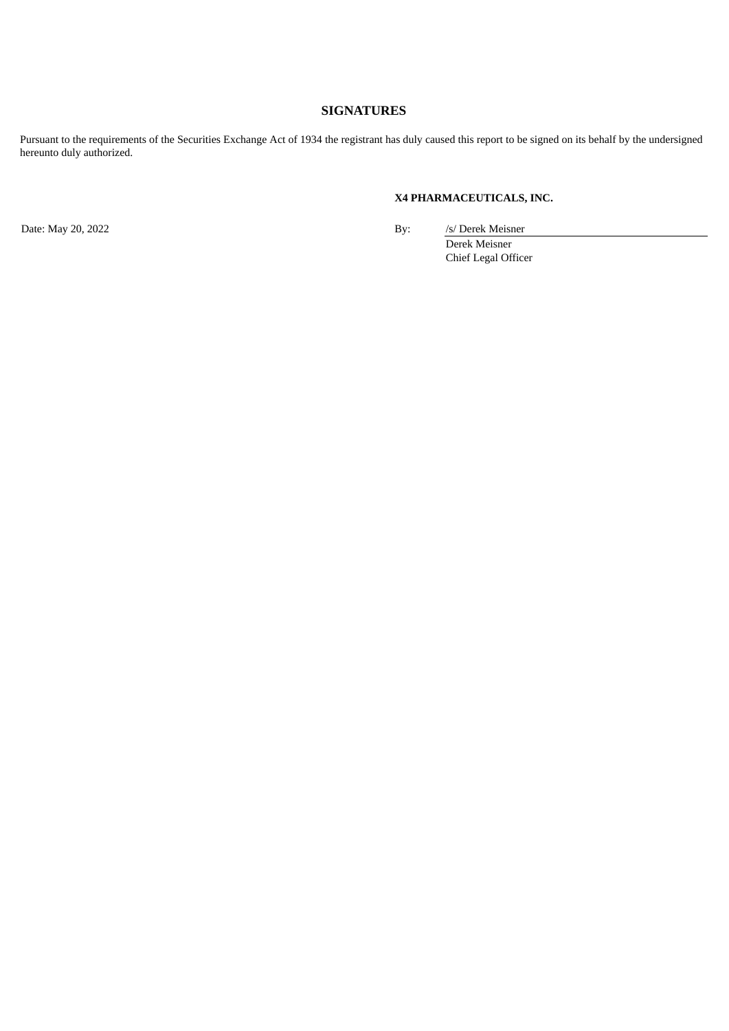## SIGNATURES

Pursuant to the requirements of the Securities Exchange Act of 1934 the registrant has duly caused this report to be signed on its behalf by the undersigned hereunto duly authorized.

**X4 PHARMACEUTICALS, INC.**

Date: May 20, 2022

By: /s/ Derek Meisner
Derek Meisner
Chief Legal Officer